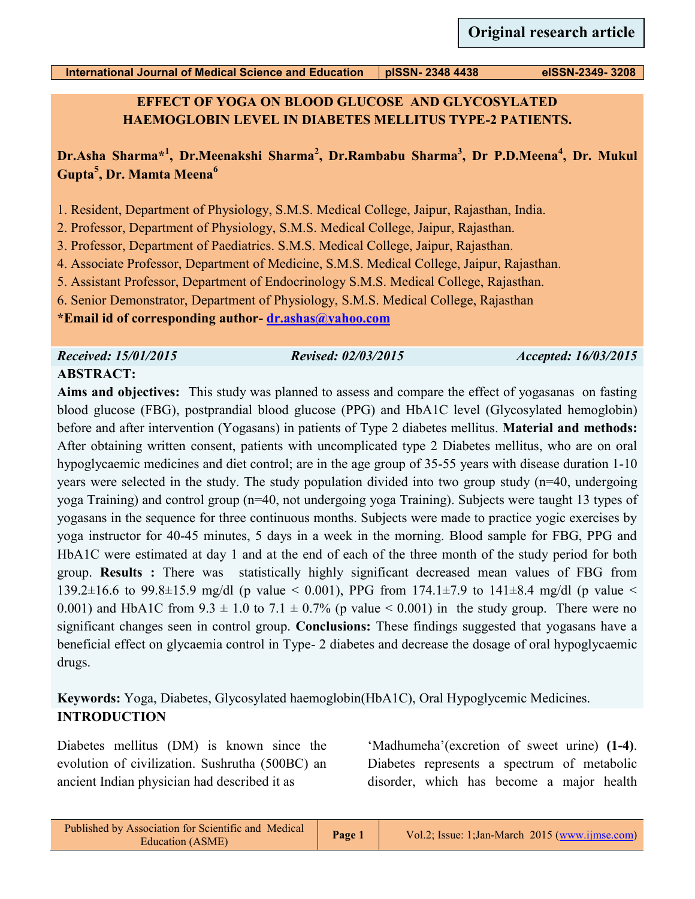**Original research article**

# EFFECT OF YOGA ON BLOOD GLUCOSE AND GLYCOSYLATED HAEMOGLOBIN LEVEL IN DIABETES MELLITUS TYPE-2 PATIENTS.

**Dr.Asha Sharma*[1], Dr.Meenakshi Sharma[2], Dr.Rambabu Sharma[3], Dr P.D.Meena[4], Dr. Mukul Gupta[5], Dr. Mamta Meena[6]**

1. Resident, Department of Physiology, S.M.S. Medical College, Jaipur, Rajasthan, India.
2. Professor, Department of Physiology, S.M.S. Medical College, Jaipur, Rajasthan.
3. Professor, Department of Paediatrics. S.M.S. Medical College, Jaipur, Rajasthan.
4. Associate Professor, Department of Medicine, S.M.S. Medical College, Jaipur, Rajasthan.
5. Assistant Professor, Department of Endocrinology S.M.S. Medical College, Rajasthan.
6. Senior Demonstrator, Department of Physiology, S.M.S. Medical College, Rajasthan

**\*Email id of corresponding author- dr.ashas@yahoo.com**

*Received: 15/01/2015* *Revised: 02/03/2015* *Accepted: 16/03/2015*

## ABSTRACT:

**Aims and objectives:** This study was planned to assess and compare the effect of yogasanas on fasting blood glucose (FBG), postprandial blood glucose (PPG) and HbA1C level (Glycosylated hemoglobin) before and after intervention (Yogasans) in patients of Type 2 diabetes mellitus. **Material and methods:** After obtaining written consent, patients with uncomplicated type 2 Diabetes mellitus, who are on oral hypoglycaemic medicines and diet control; are in the age group of 35-55 years with disease duration 1-10 years were selected in the study. The study population divided into two group study (n=40, undergoing yoga Training) and control group (n=40, not undergoing yoga Training). Subjects were taught 13 types of yogasans in the sequence for three continuous months. Subjects were made to practice yogic exercises by yoga instructor for 40-45 minutes, 5 days in a week in the morning. Blood sample for FBG, PPG and HbA1C were estimated at day 1 and at the end of each of the three month of the study period for both group. **Results :** There was statistically highly significant decreased mean values of FBG from 139.2±16.6 to 99.8±15.9 mg/dl (p value < 0.001), PPG from 174.1±7.9 to 141±8.4 mg/dl (p value < 0.001) and HbA1C from 9.3 ± 1.0 to 7.1 ± 0.7% (p value < 0.001) in the study group. There were no significant changes seen in control group. **Conclusions:** These findings suggested that yogasans have a beneficial effect on glycaemia control in Type- 2 diabetes and decrease the dosage of oral hypoglycaemic drugs.

**Keywords:** Yoga, Diabetes, Glycosylated haemoglobin(HbA1C), Oral Hypoglycemic Medicines.

## INTRODUCTION

Diabetes mellitus (DM) is known since the evolution of civilization. Sushrutha (500BC) an ancient Indian physician had described it as 'Madhumeha'(excretion of sweet urine) **(1-4)**. Diabetes represents a spectrum of metabolic disorder, which has become a major health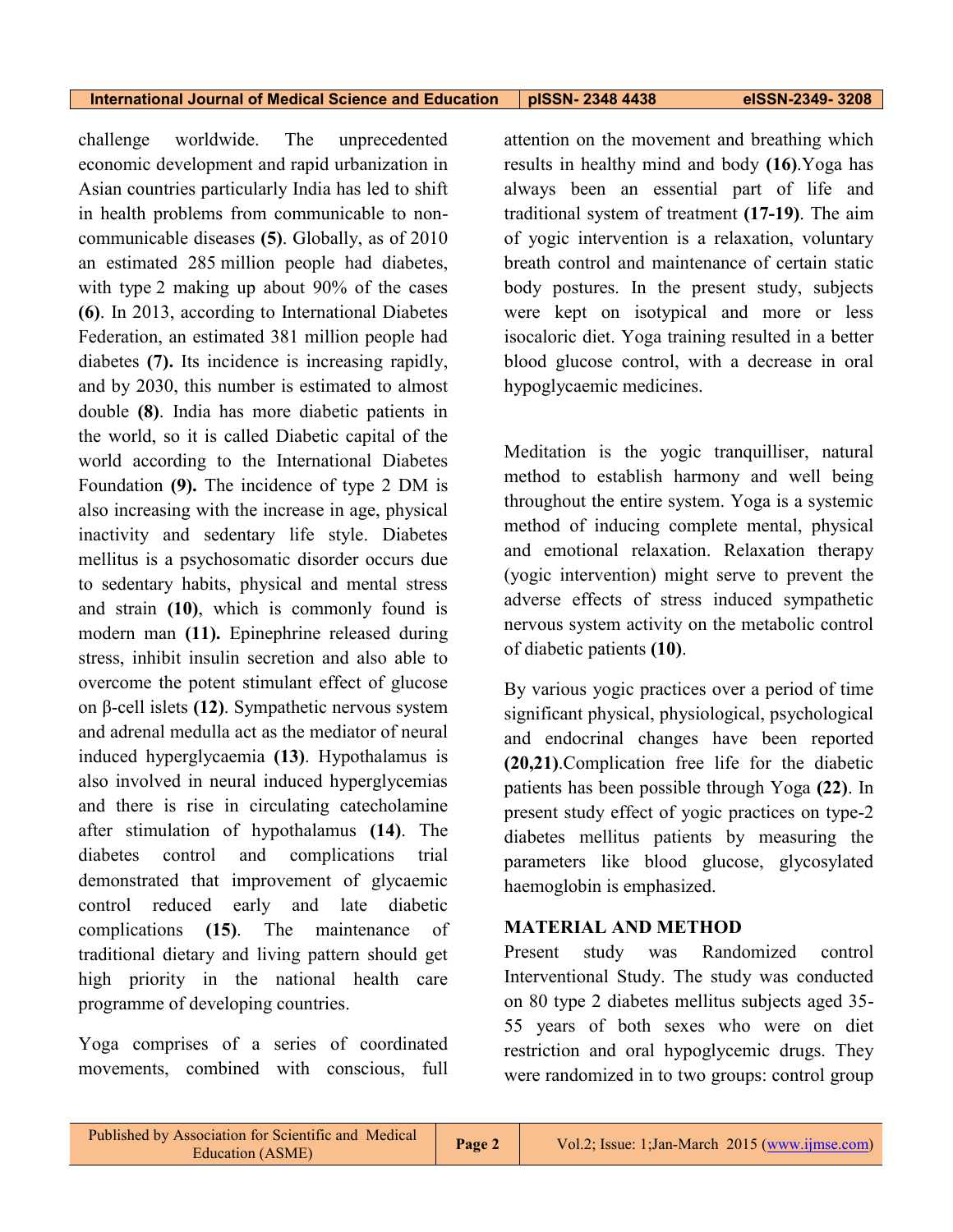challenge worldwide. The unprecedented economic development and rapid urbanization in Asian countries particularly India has led to shift in health problems from communicable to non-communicable diseases **(5)**. Globally, as of 2010 an estimated 285 million people had diabetes, with type 2 making up about 90% of the cases **(6)**. In 2013, according to International Diabetes Federation, an estimated 381 million people had diabetes **(7).** Its incidence is increasing rapidly, and by 2030, this number is estimated to almost double **(8)**. India has more diabetic patients in the world, so it is called Diabetic capital of the world according to the International Diabetes Foundation **(9).** The incidence of type 2 DM is also increasing with the increase in age, physical inactivity and sedentary life style. Diabetes mellitus is a psychosomatic disorder occurs due to sedentary habits, physical and mental stress and strain **(10)**, which is commonly found is modern man **(11).** Epinephrine released during stress, inhibit insulin secretion and also able to overcome the potent stimulant effect of glucose on β-cell islets **(12)**. Sympathetic nervous system and adrenal medulla act as the mediator of neural induced hyperglycaemia **(13)**. Hypothalamus is also involved in neural induced hyperglycemias and there is rise in circulating catecholamine after stimulation of hypothalamus **(14)**. The diabetes control and complications trial demonstrated that improvement of glycaemic control reduced early and late diabetic complications **(15)**. The maintenance of traditional dietary and living pattern should get high priority in the national health care programme of developing countries.

Yoga comprises of a series of coordinated movements, combined with conscious, full attention on the movement and breathing which results in healthy mind and body **(16)**.Yoga has always been an essential part of life and traditional system of treatment **(17-19)**. The aim of yogic intervention is a relaxation, voluntary breath control and maintenance of certain static body postures. In the present study, subjects were kept on isotypical and more or less isocaloric diet. Yoga training resulted in a better blood glucose control, with a decrease in oral hypoglycaemic medicines.

Meditation is the yogic tranquilliser, natural method to establish harmony and well being throughout the entire system. Yoga is a systemic method of inducing complete mental, physical and emotional relaxation. Relaxation therapy (yogic intervention) might serve to prevent the adverse effects of stress induced sympathetic nervous system activity on the metabolic control of diabetic patients **(10)**.

By various yogic practices over a period of time significant physical, physiological, psychological and endocrinal changes have been reported **(20,21)**.Complication free life for the diabetic patients has been possible through Yoga **(22)**. In present study effect of yogic practices on type-2 diabetes mellitus patients by measuring the parameters like blood glucose, glycosylated haemoglobin is emphasized.

## MATERIAL AND METHOD

Present study was Randomized control Interventional Study. The study was conducted on 80 type 2 diabetes mellitus subjects aged 35-55 years of both sexes who were on diet restriction and oral hypoglycemic drugs. They were randomized in to two groups: control group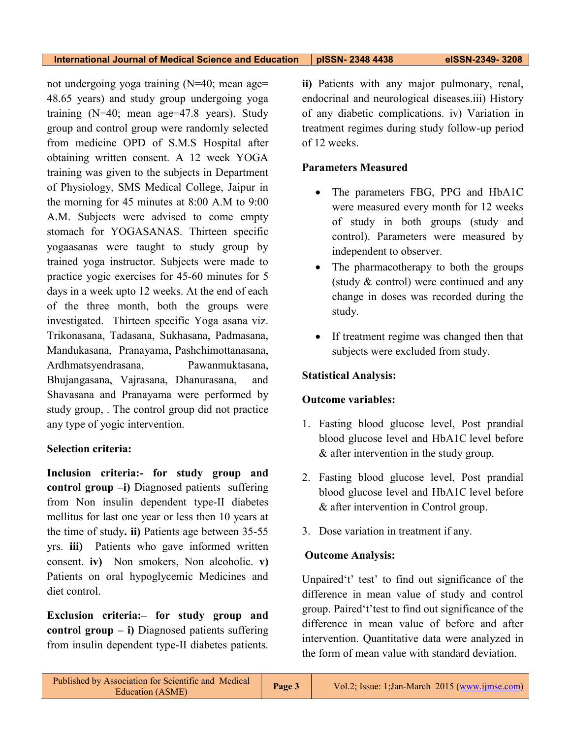not undergoing yoga training (N=40; mean age= 48.65 years) and study group undergoing yoga training (N=40; mean age=47.8 years). Study group and control group were randomly selected from medicine OPD of S.M.S Hospital after obtaining written consent. A 12 week YOGA training was given to the subjects in Department of Physiology, SMS Medical College, Jaipur in the morning for 45 minutes at 8:00 A.M to 9:00 A.M. Subjects were advised to come empty stomach for YOGASANAS. Thirteen specific yogaasanas were taught to study group by trained yoga instructor. Subjects were made to practice yogic exercises for 45-60 minutes for 5 days in a week upto 12 weeks. At the end of each of the three month, both the groups were investigated. Thirteen specific Yoga asana viz. Trikonasana, Tadasana, Sukhasana, Padmasana, Mandukasana, Pranayama, Pashchimottanasana, Ardhmatsyendrasana, Pawanmuktasana, Bhujangasana, Vajrasana, Dhanurasana, and Shavasana and Pranayama were performed by study group, . The control group did not practice any type of yogic intervention.

**Selection criteria:**

**Inclusion criteria:- for study group and control group –i)** Diagnosed patients suffering from Non insulin dependent type-II diabetes mellitus for last one year or less then 10 years at the time of study**. ii)** Patients age between 35-55 yrs. **iii)** Patients who gave informed written consent. **iv)** Non smokers, Non alcoholic. **v)** Patients on oral hypoglycemic Medicines and diet control.

**Exclusion criteria:– for study group and control group – i)** Diagnosed patients suffering from insulin dependent type-II diabetes patients. **ii)** Patients with any major pulmonary, renal, endocrinal and neurological diseases.iii) History of any diabetic complications. iv) Variation in treatment regimes during study follow-up period of 12 weeks.

**Parameters Measured**

- The parameters FBG, PPG and HbA1C were measured every month for 12 weeks of study in both groups (study and control). Parameters were measured by independent to observer.
- The pharmacotherapy to both the groups (study & control) were continued and any change in doses was recorded during the study.
- If treatment regime was changed then that subjects were excluded from study.

**Statistical Analysis:**

**Outcome variables:**

1. Fasting blood glucose level, Post prandial blood glucose level and HbA1C level before & after intervention in the study group.
2. Fasting blood glucose level, Post prandial blood glucose level and HbA1C level before & after intervention in Control group.
3. Dose variation in treatment if any.

**Outcome Analysis:**

Unpaired't' test' to find out significance of the difference in mean value of study and control group. Paired't'test to find out significance of the difference in mean value of before and after intervention. Quantitative data were analyzed in the form of mean value with standard deviation.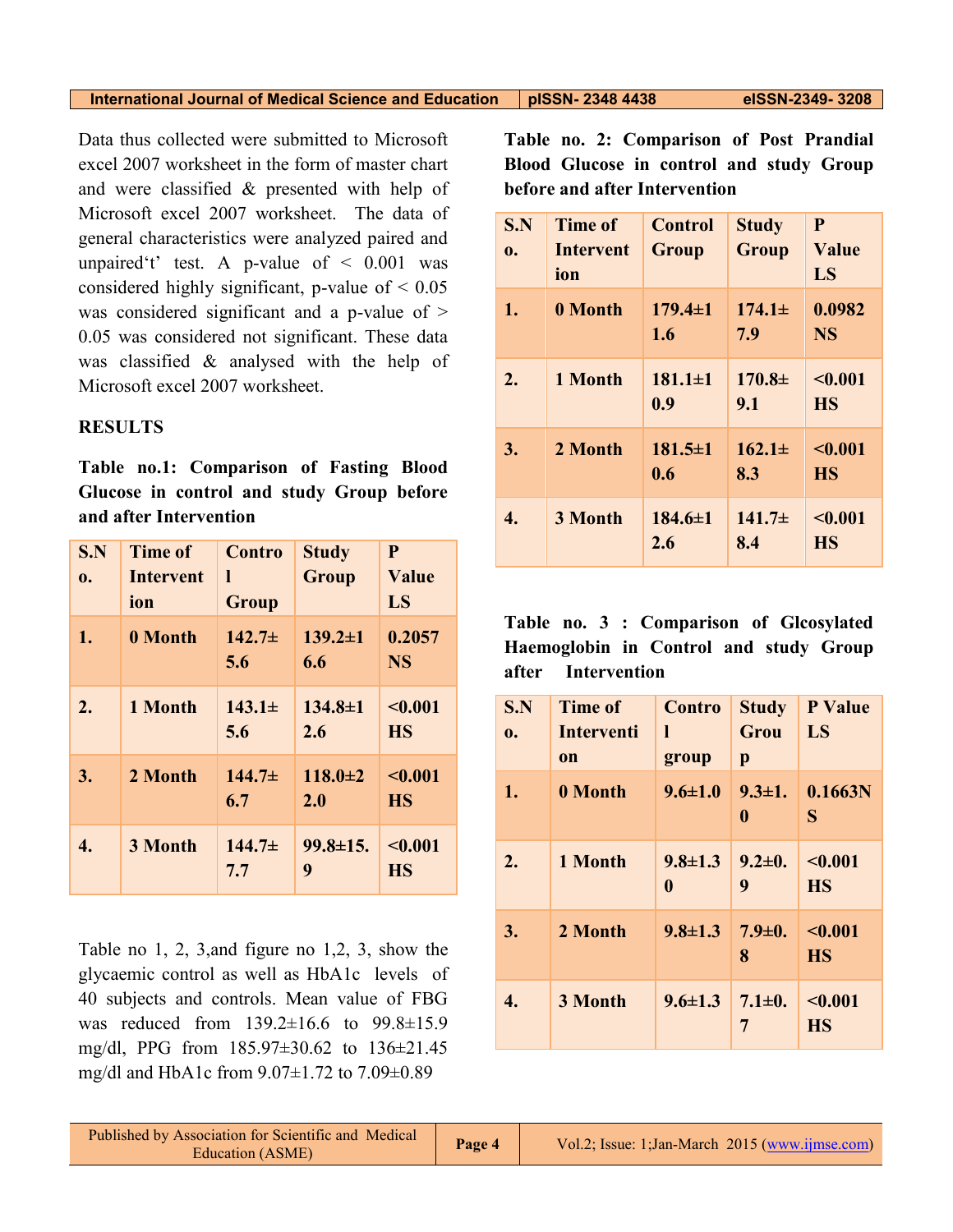Data thus collected were submitted to Microsoft excel 2007 worksheet in the form of master chart and were classified & presented with help of Microsoft excel 2007 worksheet. The data of general characteristics were analyzed paired and unpaired't' test. A p-value of < 0.001 was considered highly significant, p-value of < 0.05 was considered significant and a p-value of > 0.05 was considered not significant. These data was classified & analysed with the help of Microsoft excel 2007 worksheet.

## RESULTS

**Table no.1: Comparison of Fasting Blood Glucose in control and study Group before and after Intervention**

| S.No. | Time of Intervention | Control Group | Study Group | P Value LS |
|---|---|---|---|---|
| 1. | 0 Month | 142.7±5.6 | 139.2±16.6 | 0.2057 NS |
| 2. | 1 Month | 143.1±5.6 | 134.8±12.6 | <0.001 HS |
| 3. | 2 Month | 144.7±6.7 | 118.0±22.0 | <0.001 HS |
| 4. | 3 Month | 144.7±7.7 | 99.8±15.9 | <0.001 HS |

Table no 1, 2, 3,and figure no 1,2, 3, show the glycaemic control as well as HbA1c levels of 40 subjects and controls. Mean value of FBG was reduced from 139.2±16.6 to 99.8±15.9 mg/dl, PPG from 185.97±30.62 to 136±21.45 mg/dl and HbA1c from 9.07±1.72 to 7.09±0.89

**Table no. 2: Comparison of Post Prandial Blood Glucose in control and study Group before and after Intervention**

| S.No. | Time of Intervention | Control Group | Study Group | P Value LS |
|---|---|---|---|---|
| 1. | 0 Month | 179.4±11.6 | 174.1±7.9 | 0.0982 NS |
| 2. | 1 Month | 181.1±10.9 | 170.8±9.1 | <0.001 HS |
| 3. | 2 Month | 181.5±10.6 | 162.1±8.3 | <0.001 HS |
| 4. | 3 Month | 184.6±12.6 | 141.7±8.4 | <0.001 HS |

**Table no. 3 : Comparison of Glcosylated Haemoglobin in Control and study Group after Intervention**

| S.No. | Time of Intervention | Control group | Study Group | P Value LS |
|---|---|---|---|---|
| 1. | 0 Month | 9.6±1.0 | 9.3±1.0 | 0.1663NS |
| 2. | 1 Month | 9.8±1.30 | 9.2±0.9 | <0.001 HS |
| 3. | 2 Month | 9.8±1.3 | 7.9±0.8 | <0.001 HS |
| 4. | 3 Month | 9.6±1.3 | 7.1±0.7 | <0.001 HS |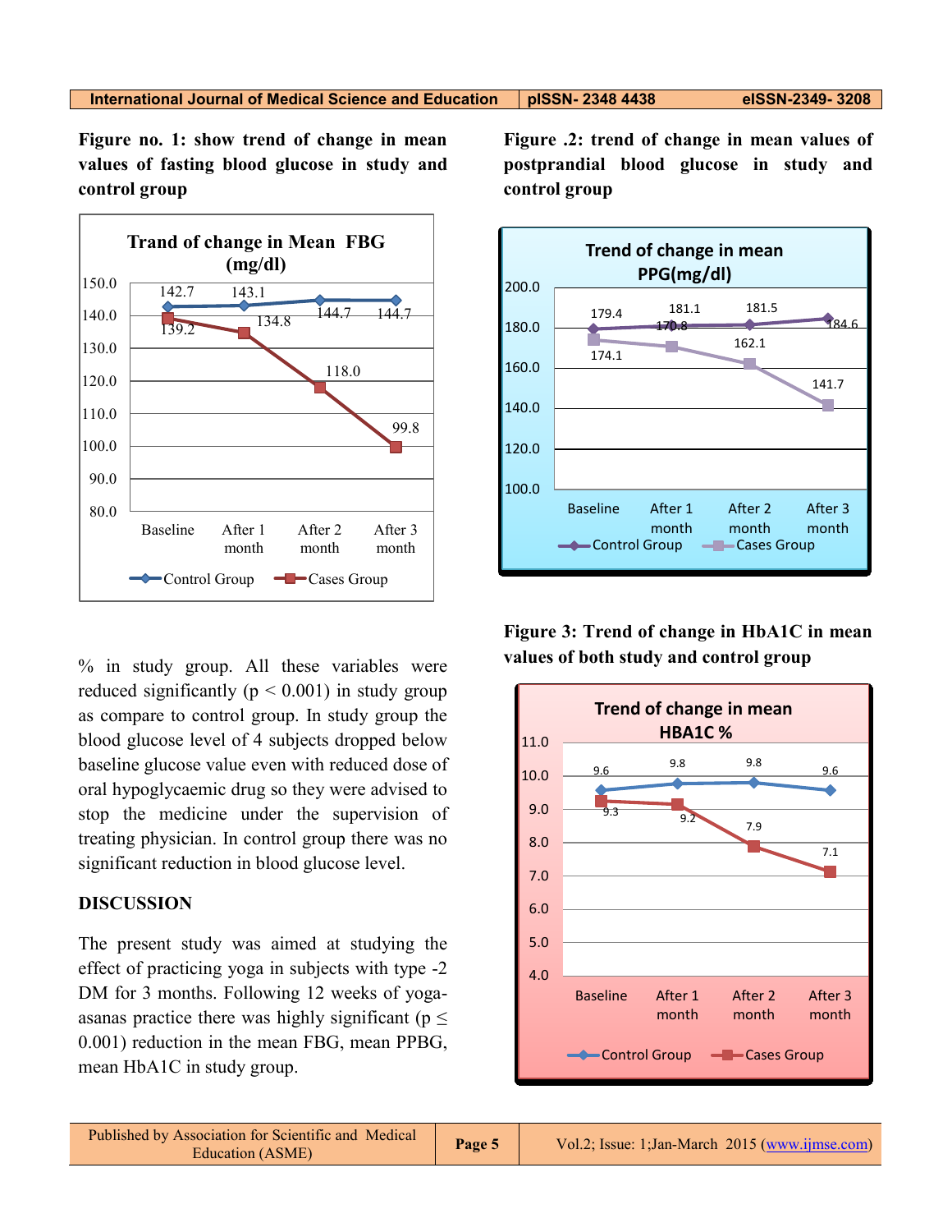**Figure no. 1: show trend of change in mean values of fasting blood glucose in study and control group**

**Figure .2: trend of change in mean values of postprandial blood glucose in study and control group**

**Figure 3: Trend of change in HbA1C in mean values of both study and control group**

% in study group. All these variables were reduced significantly ($p < 0.001$) in study group as compare to control group. In study group the blood glucose level of 4 subjects dropped below baseline glucose value even with reduced dose of oral hypoglycaemic drug so they were advised to stop the medicine under the supervision of treating physician. In control group there was no significant reduction in blood glucose level.

## DISCUSSION

The present study was aimed at studying the effect of practicing yoga in subjects with type -2 DM for 3 months. Following 12 weeks of yoga-asanas practice there was highly significant ($p \leq 0.001$) reduction in the mean FBG, mean PPBG, mean HbA1C in study group.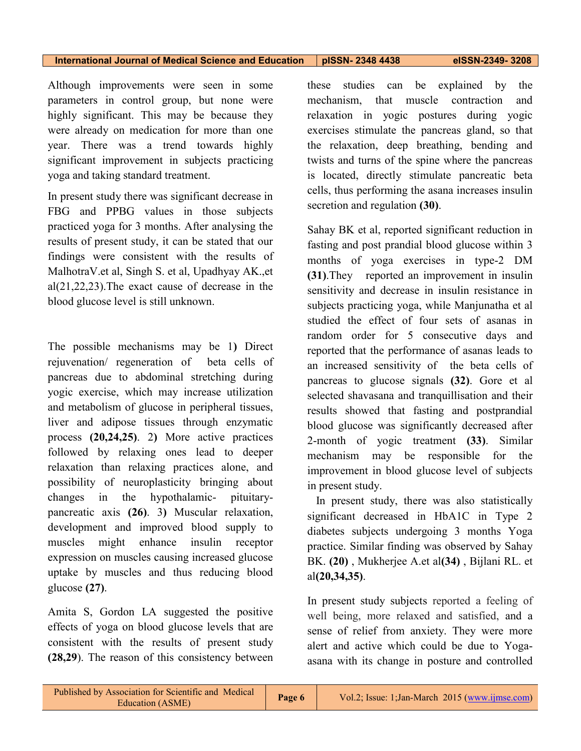Although improvements were seen in some parameters in control group, but none were highly significant. This may be because they were already on medication for more than one year. There was a trend towards highly significant improvement in subjects practicing yoga and taking standard treatment.

In present study there was significant decrease in FBG and PPBG values in those subjects practiced yoga for 3 months. After analysing the results of present study, it can be stated that our findings were consistent with the results of MalhotraV.et al, Singh S. et al, Upadhyay AK.,et al(21,22,23).The exact cause of decrease in the blood glucose level is still unknown.

The possible mechanisms may be 1**)** Direct rejuvenation/ regeneration of beta cells of pancreas due to abdominal stretching during yogic exercise, which may increase utilization and metabolism of glucose in peripheral tissues, liver and adipose tissues through enzymatic process **(20,24,25)**. 2**)** More active practices followed by relaxing ones lead to deeper relaxation than relaxing practices alone, and possibility of neuroplasticity bringing about changes in the hypothalamic- pituitary-pancreatic axis **(26)**. 3**)** Muscular relaxation, development and improved blood supply to muscles might enhance insulin receptor expression on muscles causing increased glucose uptake by muscles and thus reducing blood glucose **(27)**.

Amita S, Gordon LA suggested the positive effects of yoga on blood glucose levels that are consistent with the results of present study **(28,29**). The reason of this consistency between these studies can be explained by the mechanism, that muscle contraction and relaxation in yogic postures during yogic exercises stimulate the pancreas gland, so that the relaxation, deep breathing, bending and twists and turns of the spine where the pancreas is located, directly stimulate pancreatic beta cells, thus performing the asana increases insulin secretion and regulation **(30)**.

Sahay BK et al, reported significant reduction in fasting and post prandial blood glucose within 3 months of yoga exercises in type-2 DM **(31)**.They reported an improvement in insulin sensitivity and decrease in insulin resistance in subjects practicing yoga, while Manjunatha et al studied the effect of four sets of asanas in random order for 5 consecutive days and reported that the performance of asanas leads to an increased sensitivity of the beta cells of pancreas to glucose signals **(32)**. Gore et al selected shavasana and tranquillisation and their results showed that fasting and postprandial blood glucose was significantly decreased after 2-month of yogic treatment **(33)**. Similar mechanism may be responsible for the improvement in blood glucose level of subjects in present study.

In present study, there was also statistically significant decreased in HbA1C in Type 2 diabetes subjects undergoing 3 months Yoga practice. Similar finding was observed by Sahay BK. **(20)** , Mukherjee A.et al**(34)** , Bijlani RL. et al**(20,34,35)**.

In present study subjects reported a feeling of well being, more relaxed and satisfied, and a sense of relief from anxiety. They were more alert and active which could be due to Yoga-asana with its change in posture and controlled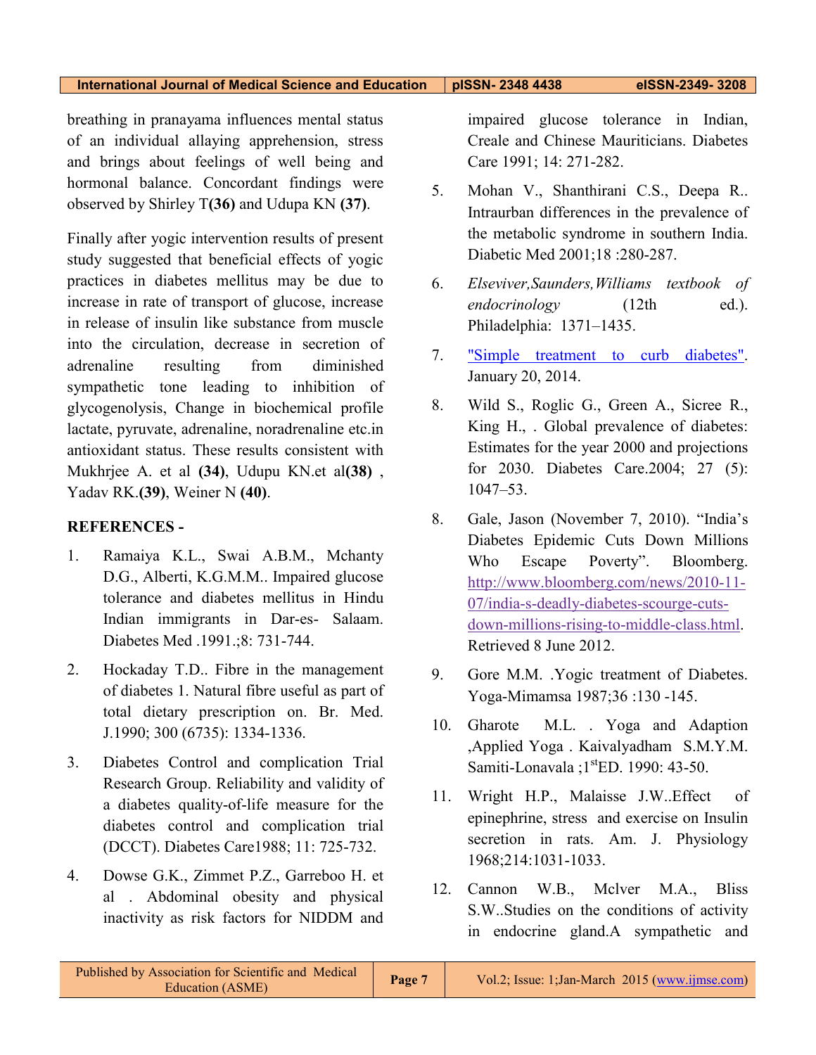breathing in pranayama influences mental status of an individual allaying apprehension, stress and brings about feelings of well being and hormonal balance. Concordant findings were observed by Shirley T**(36)** and Udupa KN **(37)**.

Finally after yogic intervention results of present study suggested that beneficial effects of yogic practices in diabetes mellitus may be due to increase in rate of transport of glucose, increase in release of insulin like substance from muscle into the circulation, decrease in secretion of adrenaline resulting from diminished sympathetic tone leading to inhibition of glycogenolysis, Change in biochemical profile lactate, pyruvate, adrenaline, noradrenaline etc.in antioxidant status. These results consistent with Mukhrjee A. et al **(34)**, Udupu KN.et al**(38)** , Yadav RK.**(39)**, Weiner N **(40)**.

**REFERENCES -**

1. Ramaiya K.L., Swai A.B.M., Mchanty D.G., Alberti, K.G.M.M.. Impaired glucose tolerance and diabetes mellitus in Hindu Indian immigrants in Dar-es- Salaam. Diabetes Med .1991.;8: 731-744.
2. Hockaday T.D.. Fibre in the management of diabetes 1. Natural fibre useful as part of total dietary prescription on. Br. Med. J.1990; 300 (6735): 1334-1336.
3. Diabetes Control and complication Trial Research Group. Reliability and validity of a diabetes quality-of-life measure for the diabetes control and complication trial (DCCT). Diabetes Care1988; 11: 725-732.
4. Dowse G.K., Zimmet P.Z., Garreboo H. et al . Abdominal obesity and physical inactivity as risk factors for NIDDM and impaired glucose tolerance in Indian, Creale and Chinese Mauriticians. Diabetes Care 1991; 14: 271-282.
5. Mohan V., Shanthirani C.S., Deepa R.. Intraurban differences in the prevalence of the metabolic syndrome in southern India. Diabetic Med 2001;18 :280-287.
6. *Elseviver,Saunders,Williams textbook of endocrinology* (12th ed.). Philadelphia: 1371–1435.
7. "Simple treatment to curb diabetes". January 20, 2014.
8. Wild S., Roglic G., Green A., Sicree R., King H., . Global prevalence of diabetes: Estimates for the year 2000 and projections for 2030. Diabetes Care.2004; 27 (5): 1047–53.

8. Gale, Jason (November 7, 2010). “India’s Diabetes Epidemic Cuts Down Millions Who Escape Poverty”. Bloomberg. http://www.bloomberg.com/news/2010-11-07/india-s-deadly-diabetes-scourge-cuts-down-millions-rising-to-middle-class.html. Retrieved 8 June 2012.

9. Gore M.M. .Yogic treatment of Diabetes. Yoga-Mimamsa 1987;36 :130 -145.
10. Gharote M.L. . Yoga and Adaption ,Applied Yoga . Kaivalyadham S.M.Y.M. Samiti-Lonavala ;1stED. 1990: 43-50.
11. Wright H.P., Malaisse J.W..Effect of epinephrine, stress and exercise on Insulin secretion in rats. Am. J. Physiology 1968;214:1031-1033.
12. Cannon W.B., Mclver M.A., Bliss S.W..Studies on the conditions of activity in endocrine gland.A sympathetic and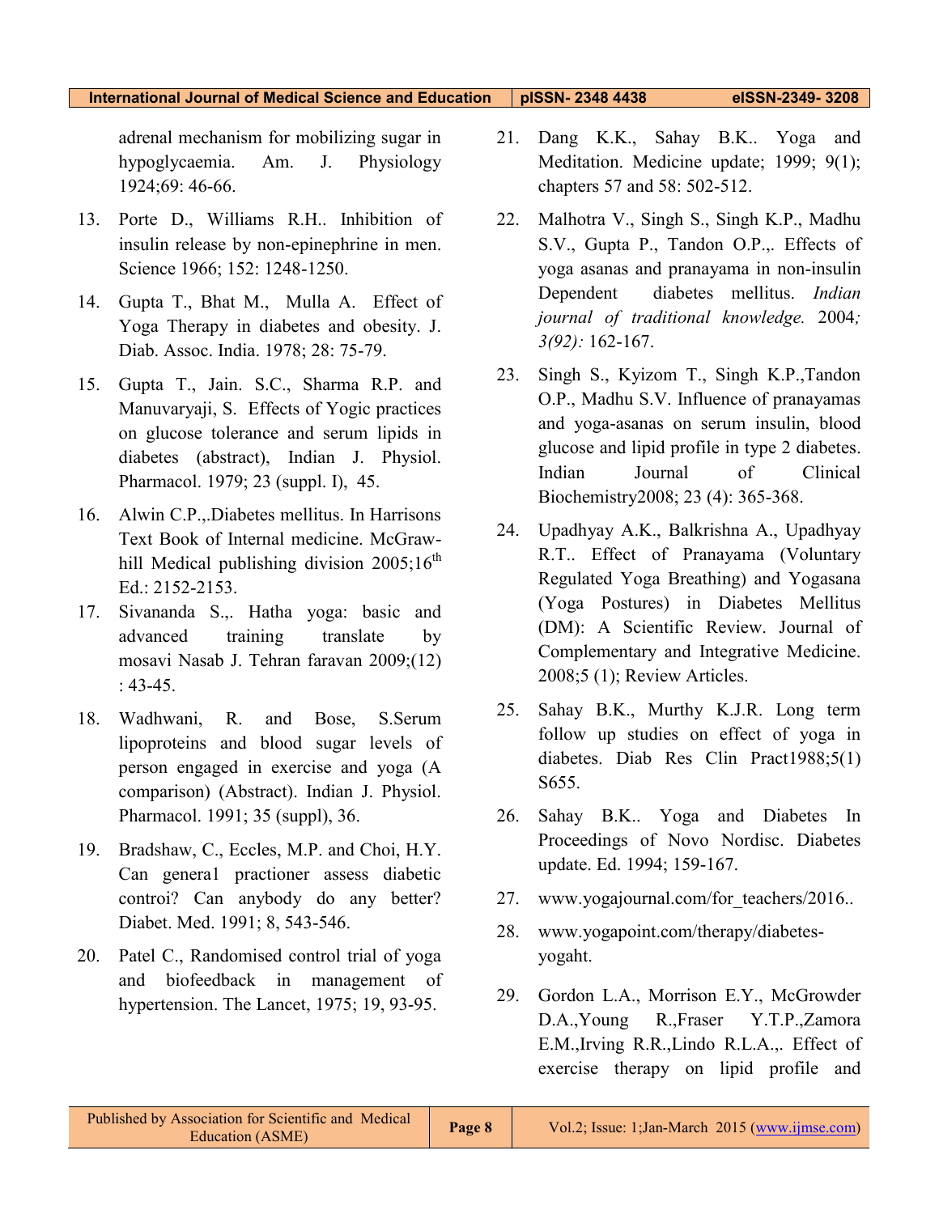adrenal mechanism for mobilizing sugar in hypoglycaemia. Am. J. Physiology 1924;69: 46-66.

13. Porte D., Williams R.H.. Inhibition of insulin release by non-epinephrine in men. Science 1966; 152: 1248-1250.

14. Gupta T., Bhat M., Mulla A. Effect of Yoga Therapy in diabetes and obesity. J. Diab. Assoc. India. 1978; 28: 75-79.

15. Gupta T., Jain. S.C., Sharma R.P. and Manuvaryaji, S. Effects of Yogic practices on glucose tolerance and serum lipids in diabetes (abstract), Indian J. Physiol. Pharmacol. 1979; 23 (suppl. I), 45.

16. Alwin C.P.,.Diabetes mellitus. In Harrisons Text Book of Internal medicine. McGraw-hill Medical publishing division 2005;16th Ed.: 2152-2153.

17. Sivananda S.,. Hatha yoga: basic and advanced training translate by mosavi Nasab J. Tehran faravan 2009;(12) : 43-45.

18. Wadhwani, R. and Bose, S.Serum lipoproteins and blood sugar levels of person engaged in exercise and yoga (A comparison) (Abstract). Indian J. Physiol. Pharmacol. 1991; 35 (suppl), 36.

19. Bradshaw, C., Eccles, M.P. and Choi, H.Y. Can genera1 practioner assess diabetic controi? Can anybody do any better? Diabet. Med. 1991; 8, 543-546.

20. Patel C., Randomised control trial of yoga and biofeedback in management of hypertension. The Lancet, 1975; 19, 93-95.

21. Dang K.K., Sahay B.K.. Yoga and Meditation. Medicine update; 1999; 9(1); chapters 57 and 58: 502-512.

22. Malhotra V., Singh S., Singh K.P., Madhu S.V., Gupta P., Tandon O.P.,. Effects of yoga asanas and pranayama in non-insulin Dependent diabetes mellitus. *Indian journal of traditional knowledge.* 2004*; 3(92):* 162-167.

23. Singh S., Kyizom T., Singh K.P.,Tandon O.P., Madhu S.V. Influence of pranayamas and yoga-asanas on serum insulin, blood glucose and lipid profile in type 2 diabetes. Indian Journal of Clinical Biochemistry2008; 23 (4): 365-368.

24. Upadhyay A.K., Balkrishna A., Upadhyay R.T.. Effect of Pranayama (Voluntary Regulated Yoga Breathing) and Yogasana (Yoga Postures) in Diabetes Mellitus (DM): A Scientific Review. Journal of Complementary and Integrative Medicine. 2008;5 (1); Review Articles.

25. Sahay B.K., Murthy K.J.R. Long term follow up studies on effect of yoga in diabetes. Diab Res Clin Pract1988;5(1) S655.

26. Sahay B.K.. Yoga and Diabetes In Proceedings of Novo Nordisc. Diabetes update. Ed. 1994; 159-167.

27. www.yogajournal.com/for_teachers/2016..

28. www.yogapoint.com/therapy/diabetes-yogaht.

29. Gordon L.A., Morrison E.Y., McGrowder D.A.,Young R.,Fraser Y.T.P.,Zamora E.M.,Irving R.R.,Lindo R.L.A.,. Effect of exercise therapy on lipid profile and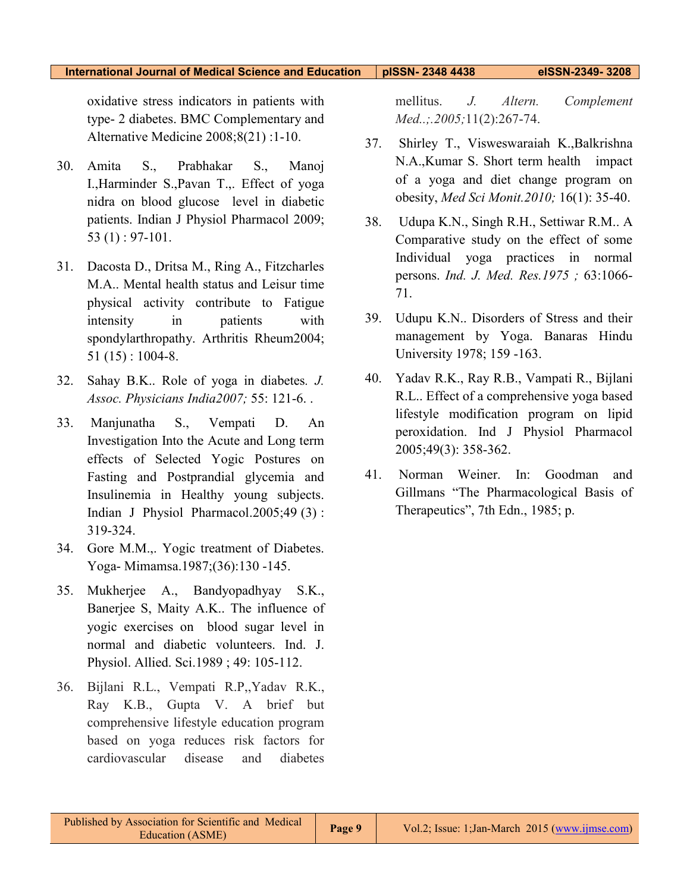oxidative stress indicators in patients with type- 2 diabetes. BMC Complementary and Alternative Medicine 2008;8(21) :1-10.

30. Amita S., Prabhakar S., Manoj I.,Harminder S.,Pavan T.,. Effect of yoga nidra on blood glucose level in diabetic patients. Indian J Physiol Pharmacol 2009; 53 (1) : 97-101.

31. Dacosta D., Dritsa M., Ring A., Fitzcharles M.A.. Mental health status and Leisur time physical activity contribute to Fatigue intensity in patients with spondylarthropathy. Arthritis Rheum2004; 51 (15) : 1004-8.

32. Sahay B.K.. Role of yoga in diabetes. *J. Assoc. Physicians India2007;* 55: 121-6. .

33. Manjunatha S., Vempati D. An Investigation Into the Acute and Long term effects of Selected Yogic Postures on Fasting and Postprandial glycemia and Insulinemia in Healthy young subjects. Indian J Physiol Pharmacol.2005;49 (3) : 319-324.

34. Gore M.M.,. Yogic treatment of Diabetes. Yoga- Mimamsa.1987;(36):130 -145.

35. Mukherjee A., Bandyopadhyay S.K., Banerjee S, Maity A.K.. The influence of yogic exercises on blood sugar level in normal and diabetic volunteers. Ind. J. Physiol. Allied. Sci.1989 ; 49: 105-112.

36. Bijlani R.L., Vempati R.P,,Yadav R.K., Ray K.B., Gupta V. A brief but comprehensive lifestyle education program based on yoga reduces risk factors for cardiovascular disease and diabetes mellitus. *J. Altern. Complement Med..;.2005;*11(2):267-74.

37. Shirley T., Visweswaraiah K.,Balkrishna N.A.,Kumar S. Short term health impact of a yoga and diet change program on obesity, *Med Sci Monit.2010;* 16(1): 35-40.

38. Udupa K.N., Singh R.H., Settiwar R.M.. A Comparative study on the effect of some Individual yoga practices in normal persons. *Ind. J. Med. Res.1975 ;* 63:1066-71.

39. Udupu K.N.. Disorders of Stress and their management by Yoga. Banaras Hindu University 1978; 159 -163.

40. Yadav R.K., Ray R.B., Vampati R., Bijlani R.L.. Effect of a comprehensive yoga based lifestyle modification program on lipid peroxidation. Ind J Physiol Pharmacol 2005;49(3): 358-362.

41. Norman Weiner. In: Goodman and Gillmans "The Pharmacological Basis of Therapeutics", 7th Edn., 1985; p.